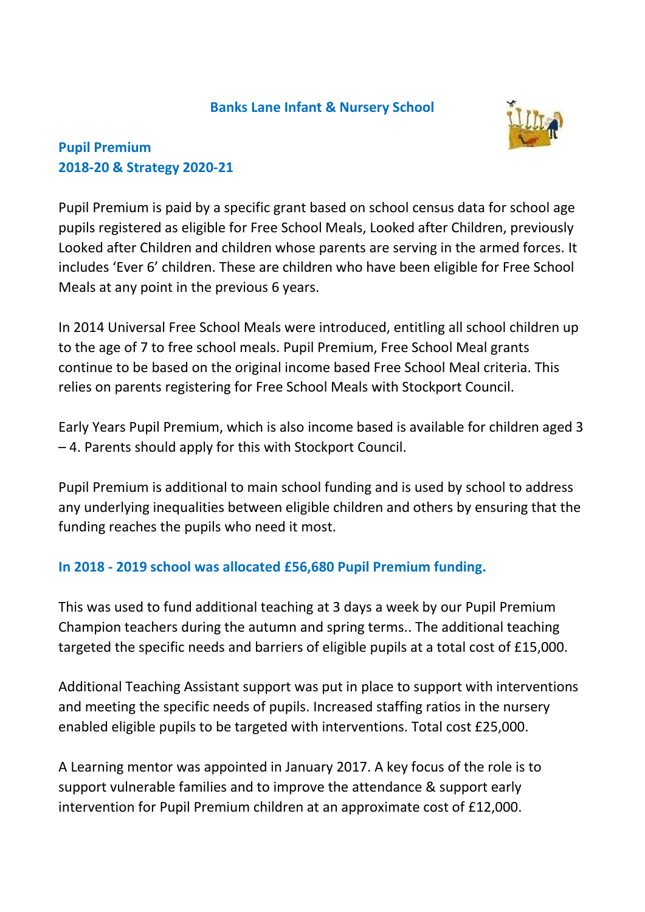# Banks Lane Infant & Nursery School

## Pupil Premium
## 2018-20 & Strategy 2020-21

Pupil Premium is paid by a specific grant based on school census data for school age pupils registered as eligible for Free School Meals, Looked after Children, previously Looked after Children and children whose parents are serving in the armed forces. It includes 'Ever 6' children. These are children who have been eligible for Free School Meals at any point in the previous 6 years.

In 2014 Universal Free School Meals were introduced, entitling all school children up to the age of 7 to free school meals. Pupil Premium, Free School Meal grants continue to be based on the original income based Free School Meal criteria. This relies on parents registering for Free School Meals with Stockport Council.

Early Years Pupil Premium, which is also income based is available for children aged 3 – 4. Parents should apply for this with Stockport Council.

Pupil Premium is additional to main school funding and is used by school to address any underlying inequalities between eligible children and others by ensuring that the funding reaches the pupils who need it most.

### In 2018 - 2019 school was allocated £56,680 Pupil Premium funding.

This was used to fund additional teaching at 3 days a week by our Pupil Premium Champion teachers during the autumn and spring terms.. The additional teaching targeted the specific needs and barriers of eligible pupils at a total cost of £15,000.

Additional Teaching Assistant support was put in place to support with interventions and meeting the specific needs of pupils. Increased staffing ratios in the nursery enabled eligible pupils to be targeted with interventions. Total cost £25,000.

A Learning mentor was appointed in January 2017. A key focus of the role is to support vulnerable families and to improve the attendance & support early intervention for Pupil Premium children at an approximate cost of £12,000.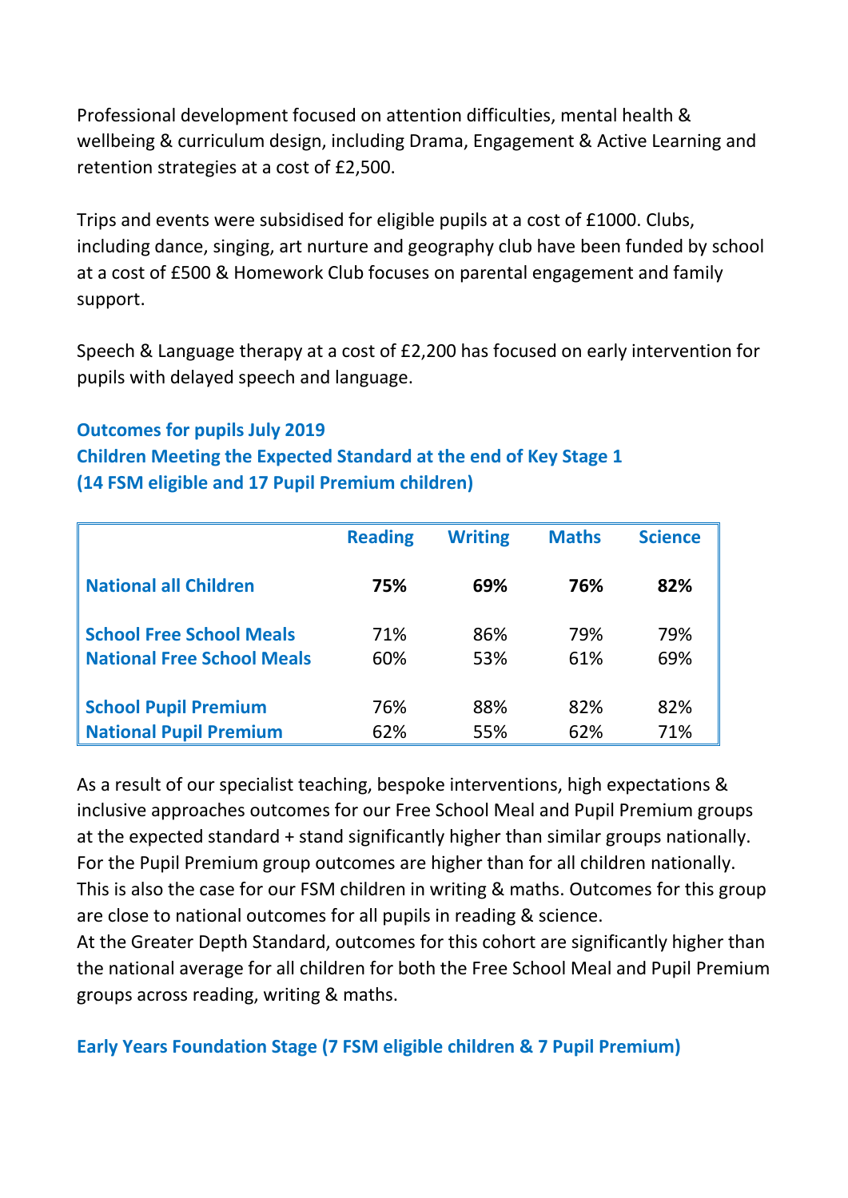Professional development focused on attention difficulties, mental health & wellbeing & curriculum design, including Drama, Engagement & Active Learning and retention strategies at a cost of £2,500.

Trips and events were subsidised for eligible pupils at a cost of £1000. Clubs, including dance, singing, art nurture and geography club have been funded by school at a cost of £500 & Homework Club focuses on parental engagement and family support.

Speech & Language therapy at a cost of £2,200 has focused on early intervention for pupils with delayed speech and language.

### Outcomes for pupils July 2019

### Children Meeting the Expected Standard at the end of Key Stage 1 (14 FSM eligible and 17 Pupil Premium children)

| | Reading | Writing | Maths | Science |
|---|---|---|---|---|
| **National all Children** | **75%** | **69%** | **76%** | **82%** |
| **School Free School Meals** | 71% | 86% | 79% | 79% |
| **National Free School Meals** | 60% | 53% | 61% | 69% |
| **School Pupil Premium** | 76% | 88% | 82% | 82% |
| **National Pupil Premium** | 62% | 55% | 62% | 71% |

As a result of our specialist teaching, bespoke interventions, high expectations & inclusive approaches outcomes for our Free School Meal and Pupil Premium groups at the expected standard + stand significantly higher than similar groups nationally. For the Pupil Premium group outcomes are higher than for all children nationally. This is also the case for our FSM children in writing & maths. Outcomes for this group are close to national outcomes for all pupils in reading & science.
At the Greater Depth Standard, outcomes for this cohort are significantly higher than the national average for all children for both the Free School Meal and Pupil Premium groups across reading, writing & maths.

### Early Years Foundation Stage (7 FSM eligible children & 7 Pupil Premium)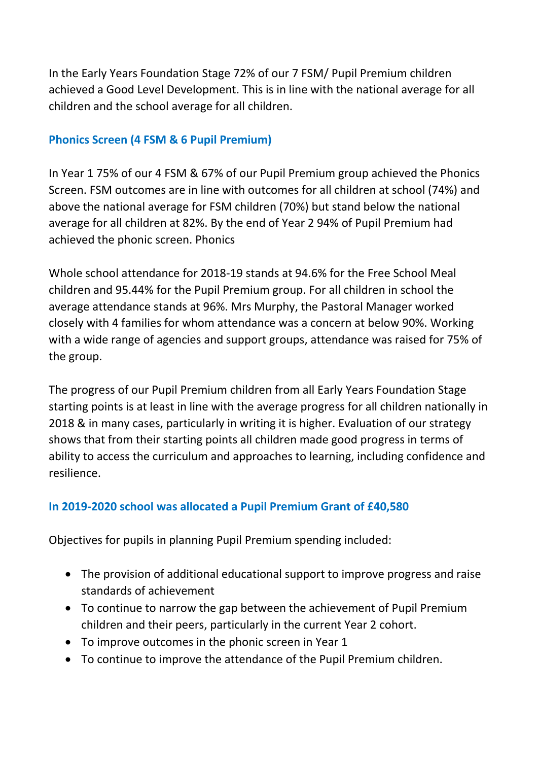In the Early Years Foundation Stage 72% of our 7 FSM/ Pupil Premium children achieved a Good Level Development. This is in line with the national average for all children and the school average for all children.

### Phonics Screen (4 FSM & 6 Pupil Premium)

In Year 1 75% of our 4 FSM & 67% of our Pupil Premium group achieved the Phonics Screen. FSM outcomes are in line with outcomes for all children at school (74%) and above the national average for FSM children (70%) but stand below the national average for all children at 82%. By the end of Year 2 94% of Pupil Premium had achieved the phonic screen. Phonics

Whole school attendance for 2018-19 stands at 94.6% for the Free School Meal children and 95.44% for the Pupil Premium group. For all children in school the average attendance stands at 96%. Mrs Murphy, the Pastoral Manager worked closely with 4 families for whom attendance was a concern at below 90%. Working with a wide range of agencies and support groups, attendance was raised for 75% of the group.

The progress of our Pupil Premium children from all Early Years Foundation Stage starting points is at least in line with the average progress for all children nationally in 2018 & in many cases, particularly in writing it is higher. Evaluation of our strategy shows that from their starting points all children made good progress in terms of ability to access the curriculum and approaches to learning, including confidence and resilience.

### In 2019-2020 school was allocated a Pupil Premium Grant of £40,580

Objectives for pupils in planning Pupil Premium spending included:

- The provision of additional educational support to improve progress and raise standards of achievement
- To continue to narrow the gap between the achievement of Pupil Premium children and their peers, particularly in the current Year 2 cohort.
- To improve outcomes in the phonic screen in Year 1
- To continue to improve the attendance of the Pupil Premium children.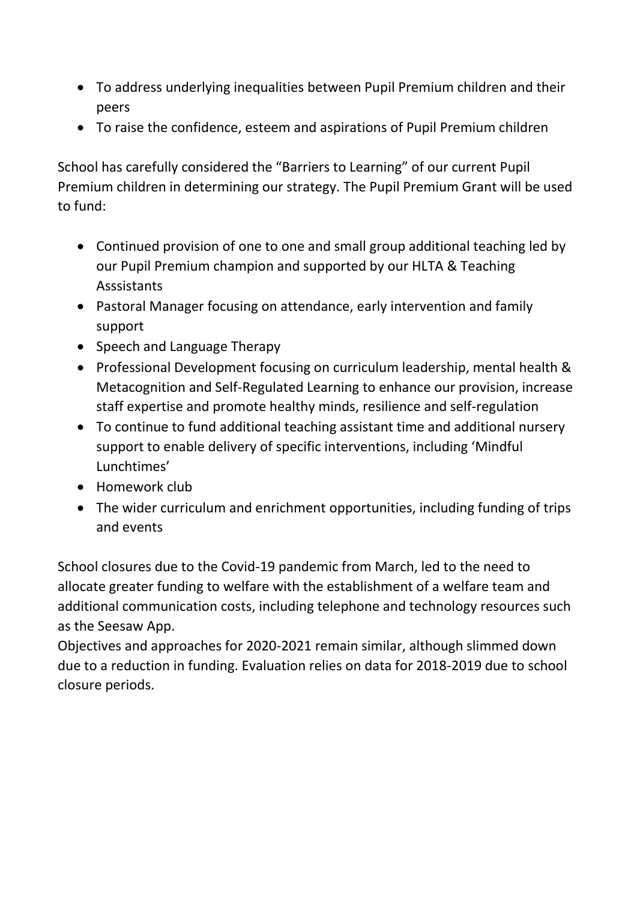- To address underlying inequalities between Pupil Premium children and their peers
- To raise the confidence, esteem and aspirations of Pupil Premium children

School has carefully considered the "Barriers to Learning" of our current Pupil Premium children in determining our strategy. The Pupil Premium Grant will be used to fund:

- Continued provision of one to one and small group additional teaching led by our Pupil Premium champion and supported by our HLTA & Teaching Asssistants
- Pastoral Manager focusing on attendance, early intervention and family support
- Speech and Language Therapy
- Professional Development focusing on curriculum leadership, mental health & Metacognition and Self-Regulated Learning to enhance our provision, increase staff expertise and promote healthy minds, resilience and self-regulation
- To continue to fund additional teaching assistant time and additional nursery support to enable delivery of specific interventions, including 'Mindful Lunchtimes'
- Homework club
- The wider curriculum and enrichment opportunities, including funding of trips and events

School closures due to the Covid-19 pandemic from March, led to the need to allocate greater funding to welfare with the establishment of a welfare team and additional communication costs, including telephone and technology resources such as the Seesaw App.
Objectives and approaches for 2020-2021 remain similar, although slimmed down due to a reduction in funding. Evaluation relies on data for 2018-2019 due to school closure periods.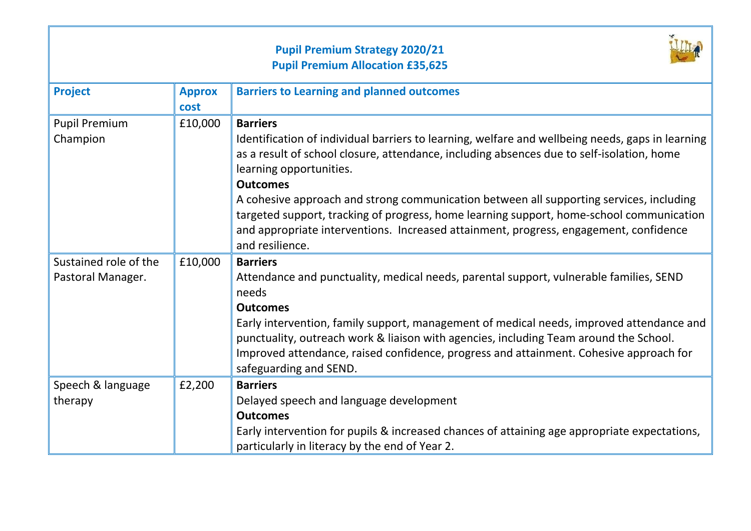**Pupil Premium Strategy 2020/21**
**Pupil Premium Allocation £35,625**

| Project | Approx cost | Barriers to Learning and planned outcomes |
|---|---|---|
| Pupil Premium Champion | £10,000 | **Barriers**<br>Identification of individual barriers to learning, welfare and wellbeing needs, gaps in learning as a result of school closure, attendance, including absences due to self-isolation, home learning opportunities.<br>**Outcomes**<br>A cohesive approach and strong communication between all supporting services, including targeted support, tracking of progress, home learning support, home-school communication and appropriate interventions. Increased attainment, progress, engagement, confidence and resilience. |
| Sustained role of the Pastoral Manager. | £10,000 | **Barriers**<br>Attendance and punctuality, medical needs, parental support, vulnerable families, SEND needs<br>**Outcomes**<br>Early intervention, family support, management of medical needs, improved attendance and punctuality, outreach work & liaison with agencies, including Team around the School. Improved attendance, raised confidence, progress and attainment. Cohesive approach for safeguarding and SEND. |
| Speech & language therapy | £2,200 | **Barriers**<br>Delayed speech and language development<br>**Outcomes**<br>Early intervention for pupils & increased chances of attaining age appropriate expectations, particularly in literacy by the end of Year 2. |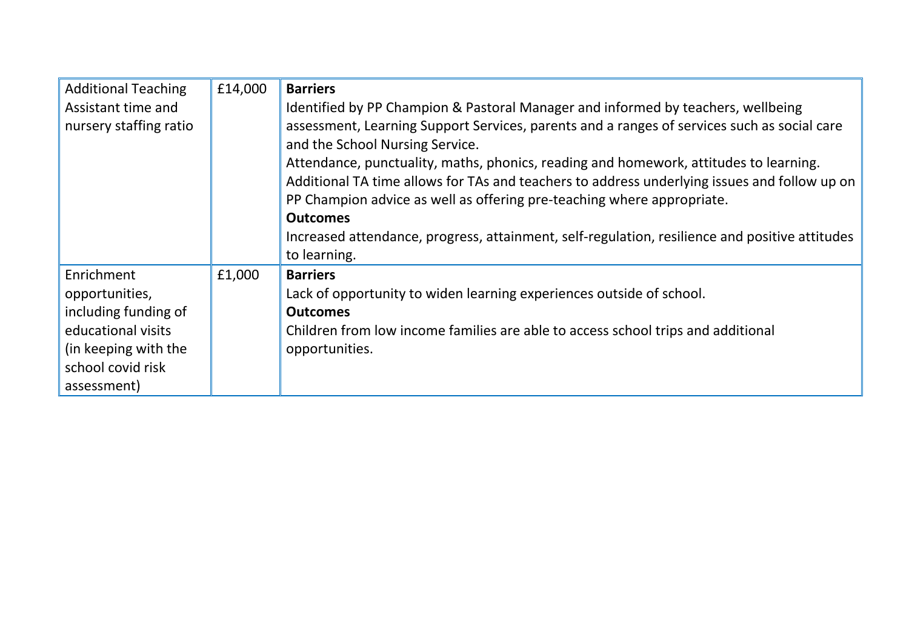| | | |
|---|---|---|
| Additional Teaching Assistant time and nursery staffing ratio | £14,000 | **Barriers**<br>Identified by PP Champion & Pastoral Manager and informed by teachers, wellbeing assessment, Learning Support Services, parents and a ranges of services such as social care and the School Nursing Service.<br>Attendance, punctuality, maths, phonics, reading and homework, attitudes to learning.<br>Additional TA time allows for TAs and teachers to address underlying issues and follow up on PP Champion advice as well as offering pre-teaching where appropriate.<br>**Outcomes**<br>Increased attendance, progress, attainment, self-regulation, resilience and positive attitudes to learning. |
| Enrichment opportunities, including funding of educational visits (in keeping with the school covid risk assessment) | £1,000 | **Barriers**<br>Lack of opportunity to widen learning experiences outside of school.<br>**Outcomes**<br>Children from low income families are able to access school trips and additional opportunities. |